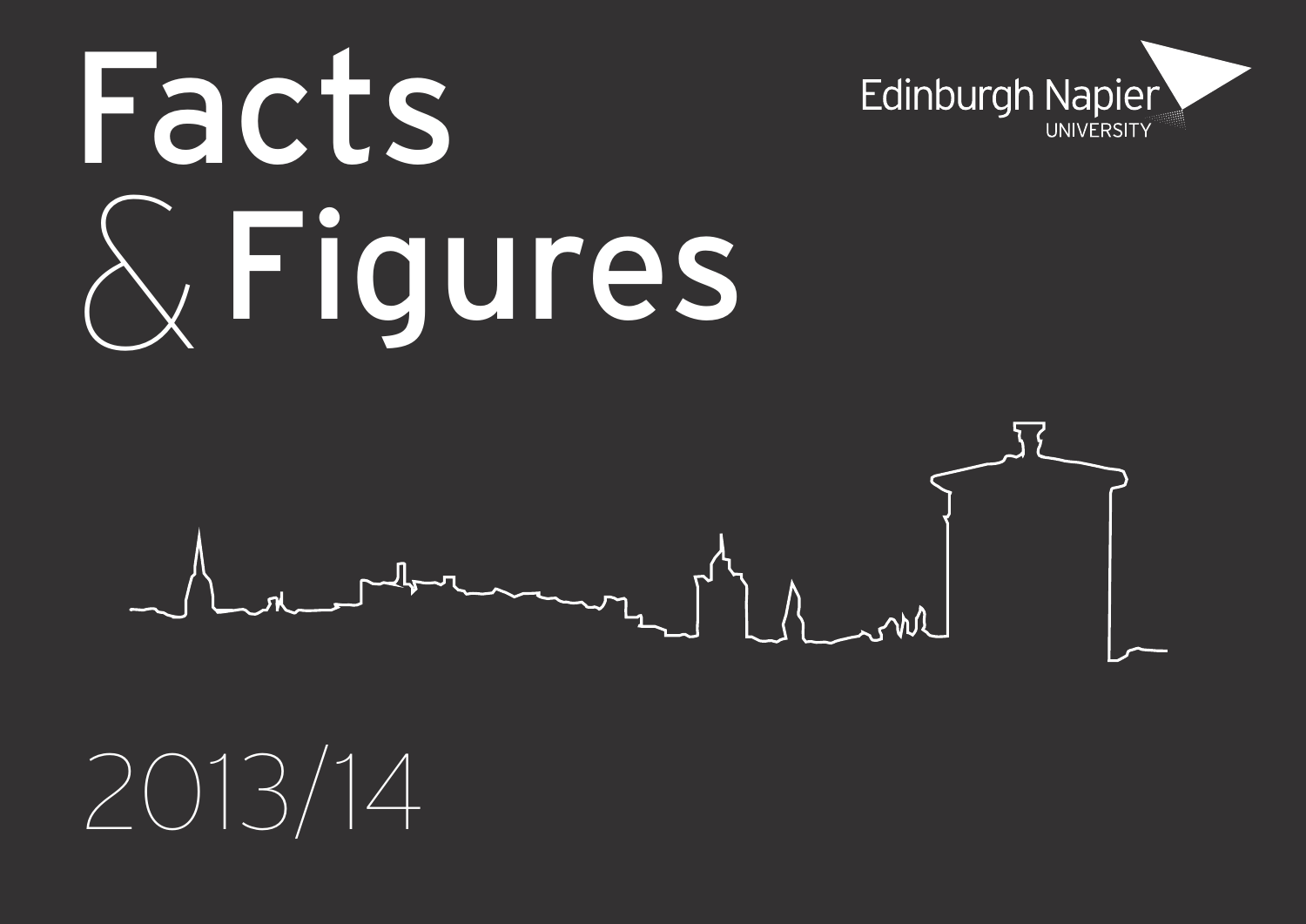# Facts & Figures

Edinburgh Napier UNIVERSITY

2013/14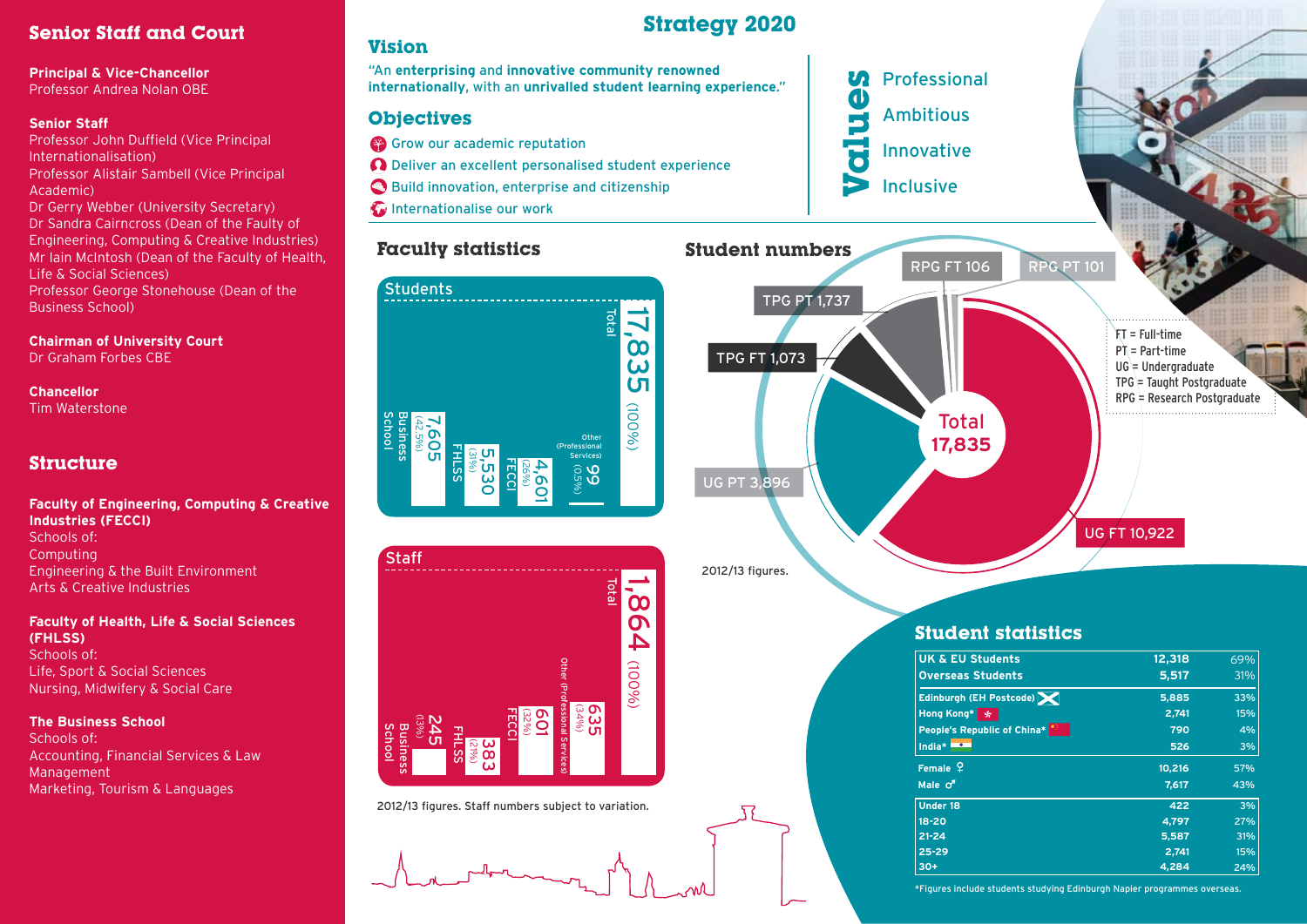## Senior Staff and Court

**Principal & Vice-Chancellor**
Professor Andrea Nolan OBE

**Senior Staff**
Professor John Duffield (Vice Principal Internationalisation)
Professor Alistair Sambell (Vice Principal Academic)
Dr Gerry Webber (University Secretary)
Dr Sandra Cairncross (Dean of the Faulty of Engineering, Computing & Creative Industries)
Mr Iain McIntosh (Dean of the Faculty of Health, Life & Social Sciences)
Professor George Stonehouse (Dean of the Business School)

**Chairman of University Court**
Dr Graham Forbes CBE

**Chancellor**
Tim Waterstone

## Structure

**Faculty of Engineering, Computing & Creative Industries (FECCI)**
Schools of:
Computing
Engineering & the Built Environment
Arts & Creative Industries

**Faculty of Health, Life & Social Sciences (FHLSS)**
Schools of:
Life, Sport & Social Sciences
Nursing, Midwifery & Social Care

**The Business School**
Schools of:
Accounting, Financial Services & Law
Management
Marketing, Tourism & Languages

# Strategy 2020

## Vision

"An **enterprising** and **innovative community renowned internationally**, with an **unrivalled student learning experience.**"

## Objectives

- Grow our academic reputation
- Deliver an excellent personalised student experience
- Build innovation, enterprise and citizenship
- Internationalise our work

## Values

- Professional
- Ambitious
- Innovative
- Inclusive

## Faculty statistics

### Students

| | Students |
|---|---|
| Business School | 7,605 (42.5%) |
| FHLSS | 5,530 (31%) |
| FECCI | 4,601 (26%) |
| Other (Professional Services) | 99 (0.5%) |
| Total | 17,835 (100%) |

### Staff

| | Staff |
|---|---|
| Business School | 245 (13%) |
| FHLSS | 383 (21%) |
| FECCI | 601 (32%) |
| Other (Professional Services) | 635 (34%) |
| Total | 1,864 (100%) |

2012/13 figures. Staff numbers subject to variation.

## Student numbers

| Category | Number |
|---|---|
| UG FT | 10,922 |
| UG PT | 3,896 |
| TPG FT | 1,073 |
| TPG PT | 1,737 |
| RPG FT | 106 |
| RPG PT | 101 |
| **Total** | **17,835** |

FT = Full-time
PT = Part-time
UG = Undergraduate
TPG = Taught Postgraduate
RPG = Research Postgraduate

2012/13 figures.

## Student statistics

| | Number | % |
|---|---|---|
| UK & EU Students | 12,318 | 69% |
| Overseas Students | 5,517 | 31% |
| Edinburgh (EH Postcode) | 5,885 | 33% |
| Hong Kong* | 2,741 | 15% |
| People's Republic of China* | 790 | 4% |
| India* | 526 | 3% |
| Female | 10,216 | 57% |
| Male | 7,617 | 43% |
| Under 18 | 422 | 3% |
| 18-20 | 4,797 | 27% |
| 21-24 | 5,587 | 31% |
| 25-29 | 2,741 | 15% |
| 30+ | 4,284 | 24% |

*Figures include students studying Edinburgh Napier programmes overseas.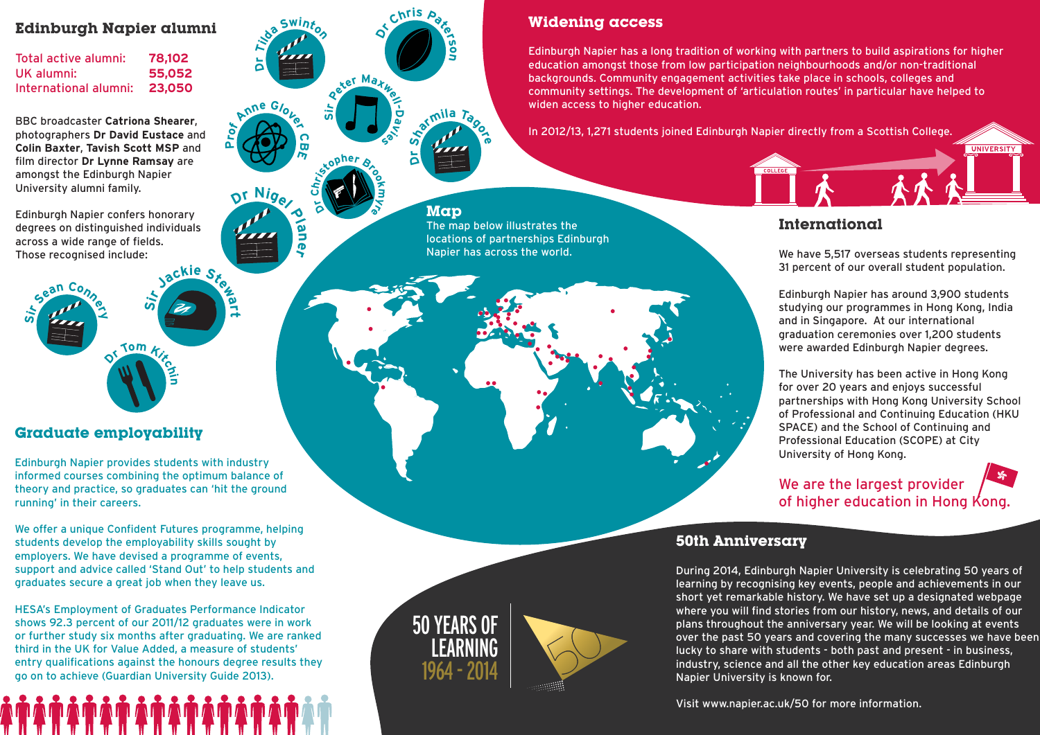## Edinburgh Napier alumni

| | |
|---|---|
| Total active alumni: | 78,102 |
| UK alumni: | 55,052 |
| International alumni: | 23,050 |

BBC broadcaster **Catriona Shearer**, photographers **Dr David Eustace** and **Colin Baxter**, **Tavish Scott MSP** and film director **Dr Lynne Ramsay** are amongst the Edinburgh Napier University alumni family.

Edinburgh Napier confers honorary degrees on distinguished individuals across a wide range of fields. Those recognised include:

- Sir Sean Connery
- Sir Jackie Stewart
- Dr Tom Kitchin
- Dr Nigel Planer
- Prof Anne Glover CBE
- Dr Tilda Swinton
- Sir Peter Maxwell-Davies
- Dr Christopher Brookmyre
- Dr Chris Paterson
- Dr Sharmila Tagore

## Graduate employability

Edinburgh Napier provides students with industry informed courses combining the optimum balance of theory and practice, so graduates can 'hit the ground running' in their careers.

We offer a unique Confident Futures programme, helping students develop the employability skills sought by employers. We have devised a programme of events, support and advice called 'Stand Out' to help students and graduates secure a great job when they leave us.

HESA's Employment of Graduates Performance Indicator shows 92.3 percent of our 2011/12 graduates were in work or further study six months after graduating. We are ranked third in the UK for Value Added, a measure of students' entry qualifications against the honours degree results they go on to achieve (Guardian University Guide 2013).

## Map

The map below illustrates the locations of partnerships Edinburgh Napier has across the world.

## Widening access

Edinburgh Napier has a long tradition of working with partners to build aspirations for higher education amongst those from low participation neighbourhoods and/or non-traditional backgrounds. Community engagement activities take place in schools, colleges and community settings. The development of 'articulation routes' in particular have helped to widen access to higher education.

In 2012/13, 1,271 students joined Edinburgh Napier directly from a Scottish College.

COLLEGE UNIVERSITY

## International

We have 5,517 overseas students representing 31 percent of our overall student population.

Edinburgh Napier has around 3,900 students studying our programmes in Hong Kong, India and in Singapore. At our international graduation ceremonies over 1,200 students were awarded Edinburgh Napier degrees.

The University has been active in Hong Kong for over 20 years and enjoys successful partnerships with Hong Kong University School of Professional and Continuing Education (HKU SPACE) and the School of Continuing and Professional Education (SCOPE) at City University of Hong Kong.

We are the largest provider of higher education in Hong Kong.

## 50th Anniversary

50 YEARS OF LEARNING 1964 - 2014

During 2014, Edinburgh Napier University is celebrating 50 years of learning by recognising key events, people and achievements in our short yet remarkable history. We have set up a designated webpage where you will find stories from our history, news, and details of our plans throughout the anniversary year. We will be looking at events over the past 50 years and covering the many successes we have been lucky to share with students - both past and present - in business, industry, science and all the other key education areas Edinburgh Napier University is known for.

Visit www.napier.ac.uk/50 for more information.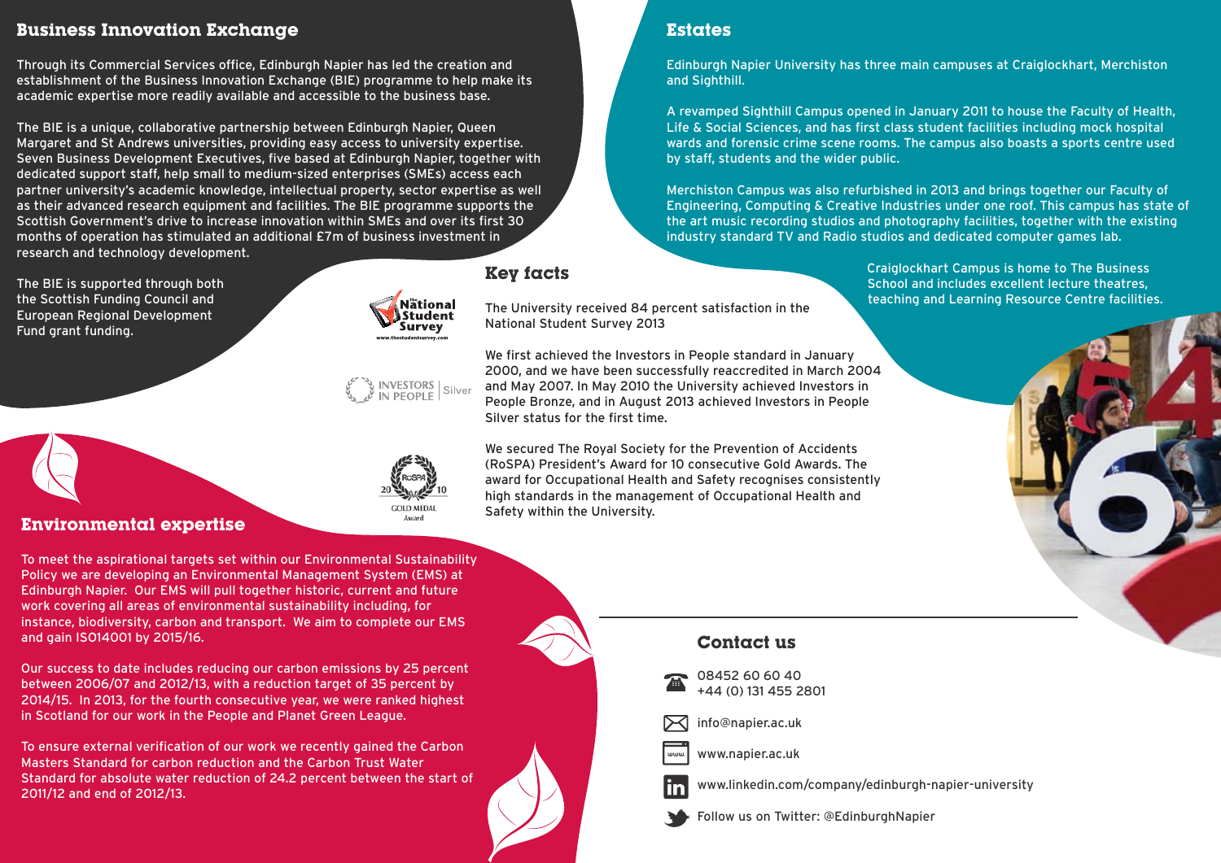## Business Innovation Exchange

Through its Commercial Services office, Edinburgh Napier has led the creation and establishment of the Business Innovation Exchange (BIE) programme to help make its academic expertise more readily available and accessible to the business base.

The BIE is a unique, collaborative partnership between Edinburgh Napier, Queen Margaret and St Andrews universities, providing easy access to university expertise. Seven Business Development Executives, five based at Edinburgh Napier, together with dedicated support staff, help small to medium-sized enterprises (SMEs) access each partner university's academic knowledge, intellectual property, sector expertise as well as their advanced research equipment and facilities. The BIE programme supports the Scottish Government's drive to increase innovation within SMEs and over its first 30 months of operation has stimulated an additional £7m of business investment in research and technology development.

The BIE is supported through both the Scottish Funding Council and European Regional Development Fund grant funding.

## Estates

Edinburgh Napier University has three main campuses at Craiglockhart, Merchiston and Sighthill.

A revamped Sighthill Campus opened in January 2011 to house the Faculty of Health, Life & Social Sciences, and has first class student facilities including mock hospital wards and forensic crime scene rooms. The campus also boasts a sports centre used by staff, students and the wider public.

Merchiston Campus was also refurbished in 2013 and brings together our Faculty of Engineering, Computing & Creative Industries under one roof. This campus has state of the art music recording studios and photography facilities, together with the existing industry standard TV and Radio studios and dedicated computer games lab.

Craiglockhart Campus is home to The Business School and includes excellent lecture theatres, teaching and Learning Resource Centre facilities.

## Key facts

The National Student Survey
www.thestudentsurvey.com

The University received 84 percent satisfaction in the National Student Survey 2013

INVESTORS IN PEOPLE | Silver

We first achieved the Investors in People standard in January 2000, and we have been successfully reaccredited in March 2004 and May 2007. In May 2010 the University achieved Investors in People Bronze, and in August 2013 achieved Investors in People Silver status for the first time.

RoSPA 20 10 GOLD MEDAL Award

We secured The Royal Society for the Prevention of Accidents (RoSPA) President's Award for 10 consecutive Gold Awards. The award for Occupational Health and Safety recognises consistently high standards in the management of Occupational Health and Safety within the University.

## Environmental expertise

To meet the aspirational targets set within our Environmental Sustainability Policy we are developing an Environmental Management System (EMS) at Edinburgh Napier. Our EMS will pull together historic, current and future work covering all areas of environmental sustainability including, for instance, biodiversity, carbon and transport. We aim to complete our EMS and gain ISO14001 by 2015/16.

Our success to date includes reducing our carbon emissions by 25 percent between 2006/07 and 2012/13, with a reduction target of 35 percent by 2014/15. In 2013, for the fourth consecutive year, we were ranked highest in Scotland for our work in the People and Planet Green League.

To ensure external verification of our work we recently gained the Carbon Masters Standard for carbon reduction and the Carbon Trust Water Standard for absolute water reduction of 24.2 percent between the start of 2011/12 and end of 2012/13.

## Contact us

08452 60 60 40
+44 (0) 131 455 2801

info@napier.ac.uk

www.napier.ac.uk

www.linkedin.com/company/edinburgh-napier-university

Follow us on Twitter: @EdinburghNapier